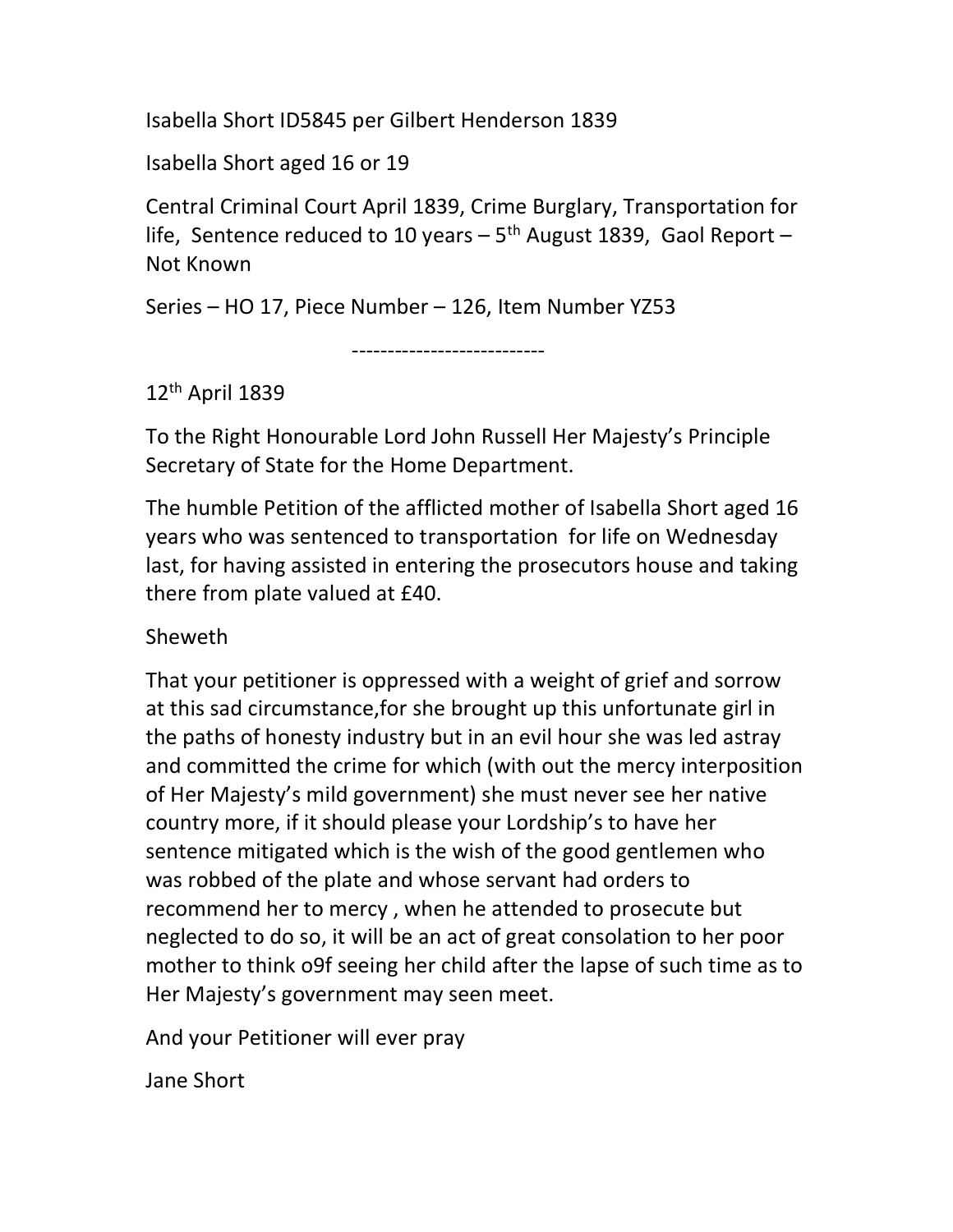Isabella Short ID5845 per Gilbert Henderson 1839

Isabella Short aged 16 or 19

Central Criminal Court April 1839, Crime Burglary, Transportation for life, Sentence reduced to 10 years – 5th August 1839, Gaol Report – Not Known

Series – HO 17, Piece Number – 126, Item Number YZ53

---------------------------

12th April 1839

To the Right Honourable Lord John Russell Her Majesty's Principle Secretary of State for the Home Department.

The humble Petition of the afflicted mother of Isabella Short aged 16 years who was sentenced to transportation for life on Wednesday last, for having assisted in entering the prosecutors house and taking there from plate valued at £40.

Sheweth

That your petitioner is oppressed with a weight of grief and sorrow at this sad circumstance,for she brought up this unfortunate girl in the paths of honesty industry but in an evil hour she was led astray and committed the crime for which (with out the mercy interposition of Her Majesty's mild government) she must never see her native country more, if it should please your Lordship's to have her sentence mitigated which is the wish of the good gentlemen who was robbed of the plate and whose servant had orders to recommend her to mercy , when he attended to prosecute but neglected to do so, it will be an act of great consolation to her poor mother to think o9f seeing her child after the lapse of such time as to Her Majesty's government may seen meet.

And your Petitioner will ever pray

Jane Short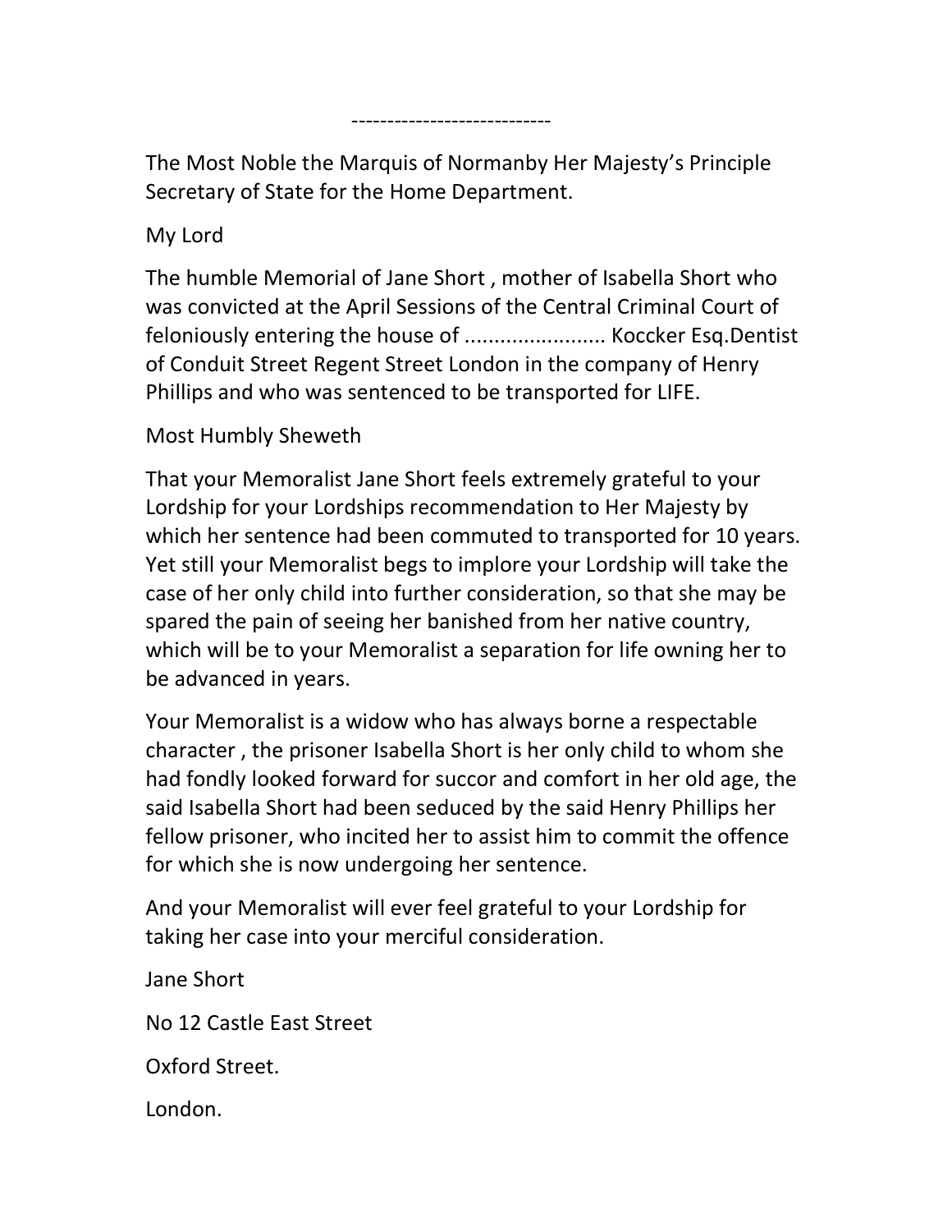----------------------------

The Most Noble the Marquis of Normanby Her Majesty's Principle Secretary of State for the Home Department.

My Lord

The humble Memorial of Jane Short , mother of Isabella Short who was convicted at the April Sessions of the Central Criminal Court of feloniously entering the house of ........................ Koccker Esq.Dentist of Conduit Street Regent Street London in the company of Henry Phillips and who was sentenced to be transported for LIFE.

Most Humbly Sheweth

That your Memoralist Jane Short feels extremely grateful to your Lordship for your Lordships recommendation to Her Majesty by which her sentence had been commuted to transported for 10 years. Yet still your Memoralist begs to implore your Lordship will take the case of her only child into further consideration, so that she may be spared the pain of seeing her banished from her native country, which will be to your Memoralist a separation for life owning her to be advanced in years.

Your Memoralist is a widow who has always borne a respectable character , the prisoner Isabella Short is her only child to whom she had fondly looked forward for succor and comfort in her old age, the said Isabella Short had been seduced by the said Henry Phillips her fellow prisoner, who incited her to assist him to commit the offence for which she is now undergoing her sentence.

And your Memoralist will ever feel grateful to your Lordship for taking her case into your merciful consideration.

Jane Short

No 12 Castle East Street

Oxford Street.

London.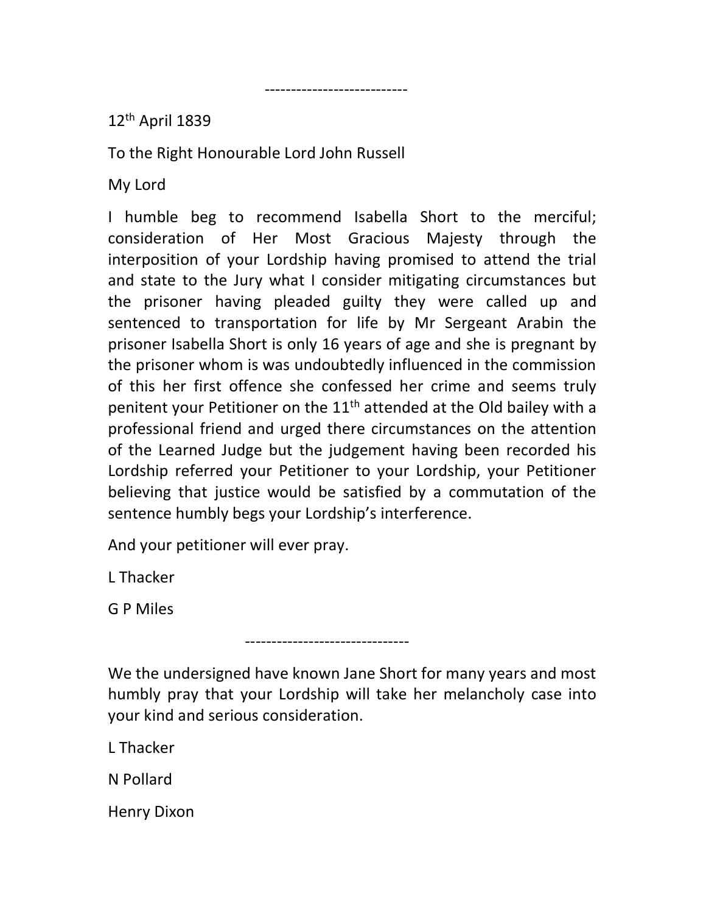---------------------------

12th April 1839

To the Right Honourable Lord John Russell

My Lord

I humble beg to recommend Isabella Short to the merciful; consideration of Her Most Gracious Majesty through the interposition of your Lordship having promised to attend the trial and state to the Jury what I consider mitigating circumstances but the prisoner having pleaded guilty they were called up and sentenced to transportation for life by Mr Sergeant Arabin the prisoner Isabella Short is only 16 years of age and she is pregnant by the prisoner whom is was undoubtedly influenced in the commission of this her first offence she confessed her crime and seems truly penitent your Petitioner on the 11th attended at the Old bailey with a professional friend and urged there circumstances on the attention of the Learned Judge but the judgement having been recorded his Lordship referred your Petitioner to your Lordship, your Petitioner believing that justice would be satisfied by a commutation of the sentence humbly begs your Lordship's interference.

And your petitioner will ever pray.

L Thacker

G P Miles

-------------------------------

We the undersigned have known Jane Short for many years and most humbly pray that your Lordship will take her melancholy case into your kind and serious consideration.

L Thacker

N Pollard

Henry Dixon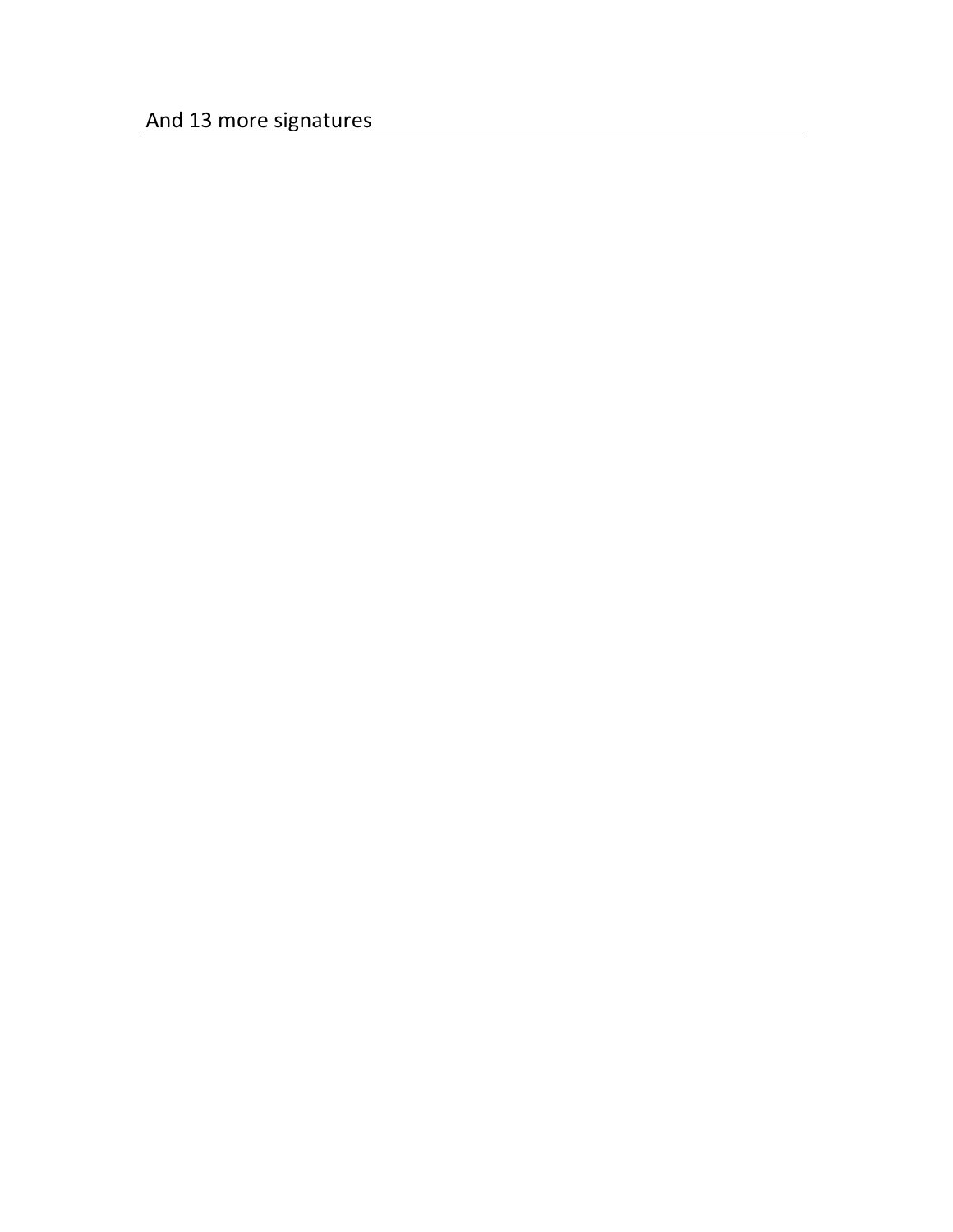And 13 more signatures